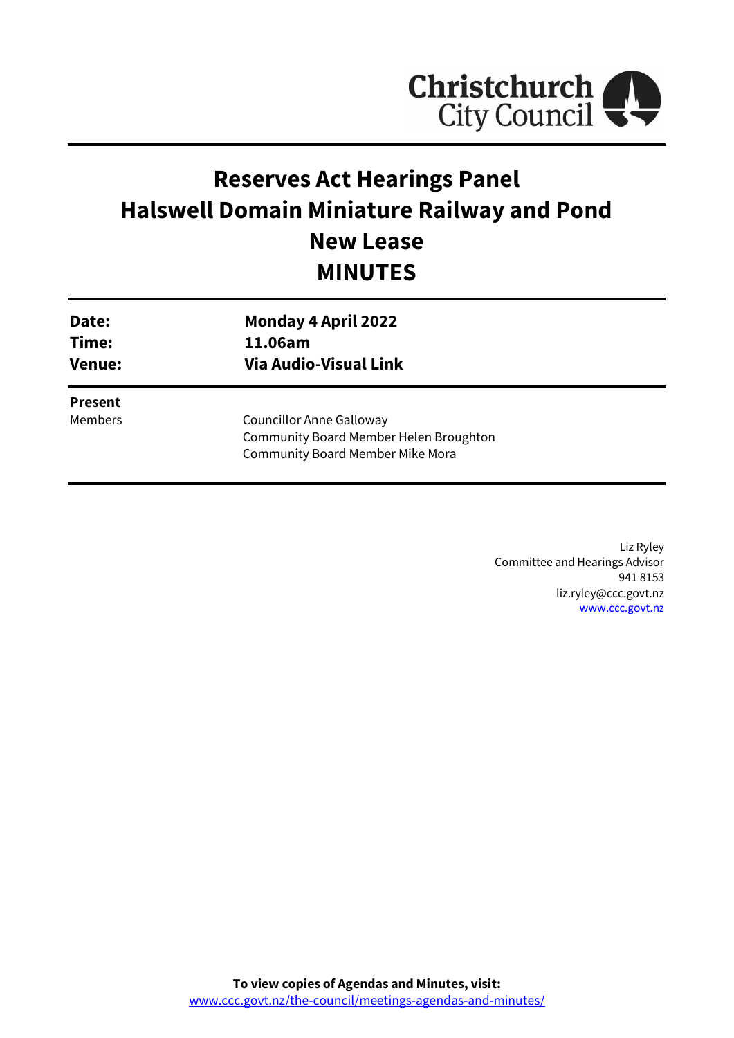Christchurch City Council

# Reserves Act Hearings Panel
# Halswell Domain Miniature Railway and Pond New Lease
# MINUTES

| | |
|---|---|
| **Date:** | **Monday 4 April 2022** |
| **Time:** | **11.06am** |
| **Venue:** | **Via Audio-Visual Link** |

**Present**

| | |
|---|---|
| Members | Councillor Anne Galloway |
| | Community Board Member Helen Broughton |
| | Community Board Member Mike Mora |

Liz Ryley
Committee and Hearings Advisor
941 8153
liz.ryley@ccc.govt.nz
www.ccc.govt.nz

**To view copies of Agendas and Minutes, visit:**
www.ccc.govt.nz/the-council/meetings-agendas-and-minutes/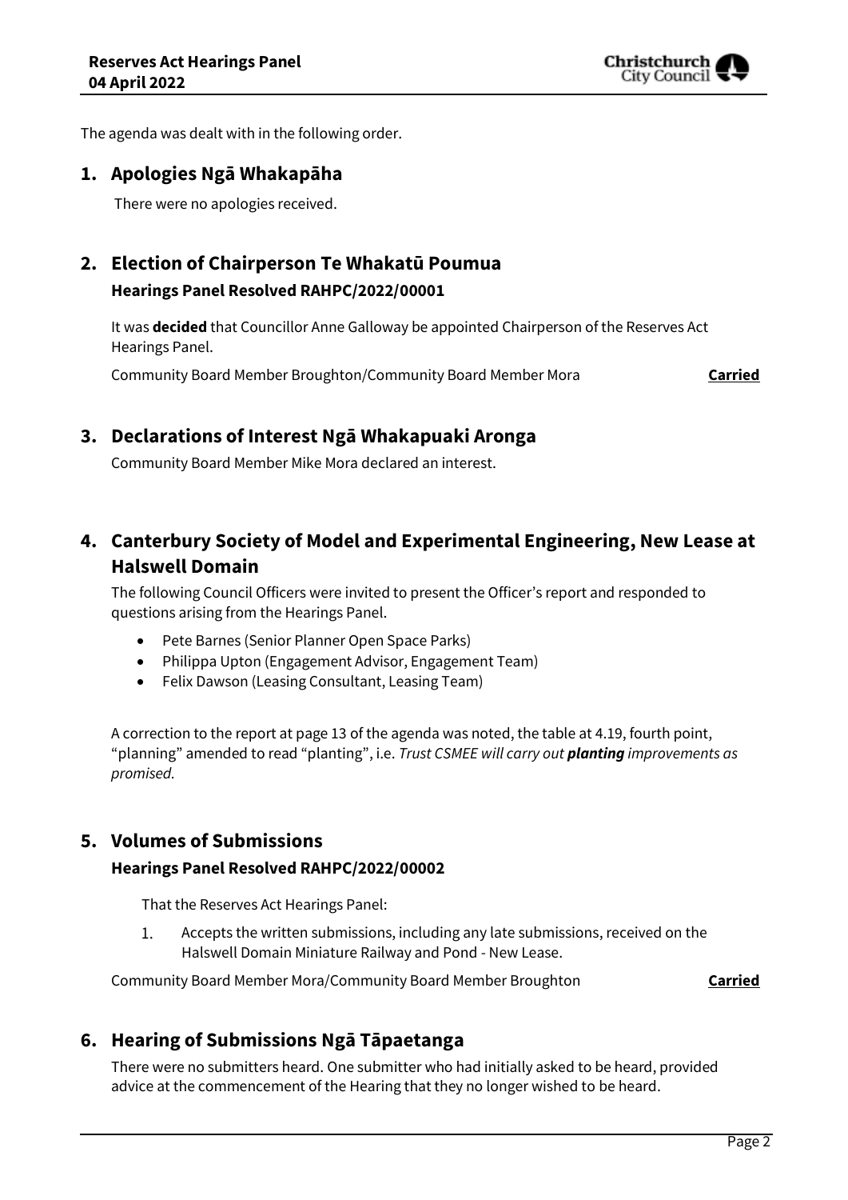The agenda was dealt with in the following order.

## 1. Apologies Ngā Whakapāha

There were no apologies received.

## 2. Election of Chairperson Te Whakatū Poumua

### Hearings Panel Resolved RAHPC/2022/00001

It was **decided** that Councillor Anne Galloway be appointed Chairperson of the Reserves Act Hearings Panel.

Community Board Member Broughton/Community Board Member Mora **Carried**

## 3. Declarations of Interest Ngā Whakapuaki Aronga

Community Board Member Mike Mora declared an interest.

## 4. Canterbury Society of Model and Experimental Engineering, New Lease at Halswell Domain

The following Council Officers were invited to present the Officer's report and responded to questions arising from the Hearings Panel.

- Pete Barnes (Senior Planner Open Space Parks)
- Philippa Upton (Engagement Advisor, Engagement Team)
- Felix Dawson (Leasing Consultant, Leasing Team)

A correction to the report at page 13 of the agenda was noted, the table at 4.19, fourth point, "planning" amended to read "planting", i.e. *Trust CSMEE will carry out **planting** improvements as promised.*

## 5. Volumes of Submissions

### Hearings Panel Resolved RAHPC/2022/00002

That the Reserves Act Hearings Panel:

1. Accepts the written submissions, including any late submissions, received on the Halswell Domain Miniature Railway and Pond - New Lease.

Community Board Member Mora/Community Board Member Broughton **Carried**

## 6. Hearing of Submissions Ngā Tāpaetanga

There were no submitters heard. One submitter who had initially asked to be heard, provided advice at the commencement of the Hearing that they no longer wished to be heard.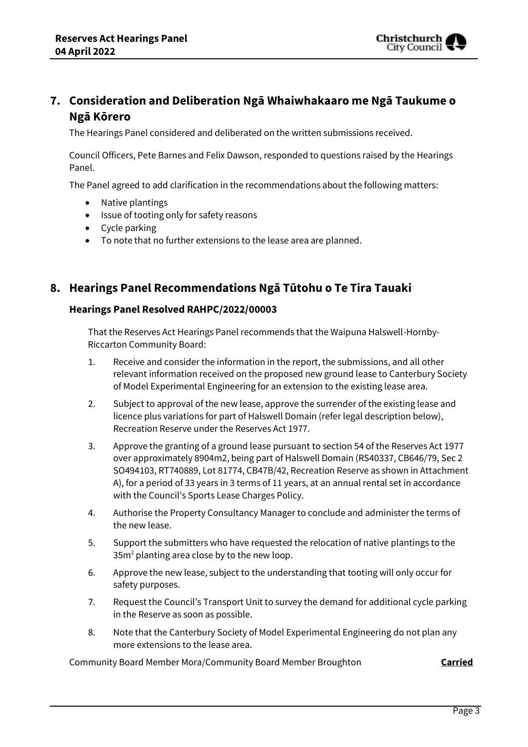## 7. Consideration and Deliberation Ngā Whaiwhakaaro me Ngā Taukume o Ngā Kōrero

The Hearings Panel considered and deliberated on the written submissions received.

Council Officers, Pete Barnes and Felix Dawson, responded to questions raised by the Hearings Panel.

The Panel agreed to add clarification in the recommendations about the following matters:

- Native plantings
- Issue of tooting only for safety reasons
- Cycle parking
- To note that no further extensions to the lease area are planned.

## 8. Hearings Panel Recommendations Ngā Tūtohu o Te Tira Tauaki

### Hearings Panel Resolved RAHPC/2022/00003

That the Reserves Act Hearings Panel recommends that the Waipuna Halswell-Hornby-Riccarton Community Board:

1. Receive and consider the information in the report, the submissions, and all other relevant information received on the proposed new ground lease to Canterbury Society of Model Experimental Engineering for an extension to the existing lease area.
2. Subject to approval of the new lease, approve the surrender of the existing lease and licence plus variations for part of Halswell Domain (refer legal description below), Recreation Reserve under the Reserves Act 1977.
3. Approve the granting of a ground lease pursuant to section 54 of the Reserves Act 1977 over approximately 8904m2, being part of Halswell Domain (RS40337, CB646/79, Sec 2 SO494103, RT740889, Lot 81774, CB47B/42, Recreation Reserve as shown in Attachment A), for a period of 33 years in 3 terms of 11 years, at an annual rental set in accordance with the Council's Sports Lease Charges Policy.
4. Authorise the Property Consultancy Manager to conclude and administer the terms of the new lease.
5. Support the submitters who have requested the relocation of native plantings to the 35m² planting area close by to the new loop.
6. Approve the new lease, subject to the understanding that tooting will only occur for safety purposes.
7. Request the Council's Transport Unit to survey the demand for additional cycle parking in the Reserve as soon as possible.
8. Note that the Canterbury Society of Model Experimental Engineering do not plan any more extensions to the lease area.

Community Board Member Mora/Community Board Member Broughton **Carried**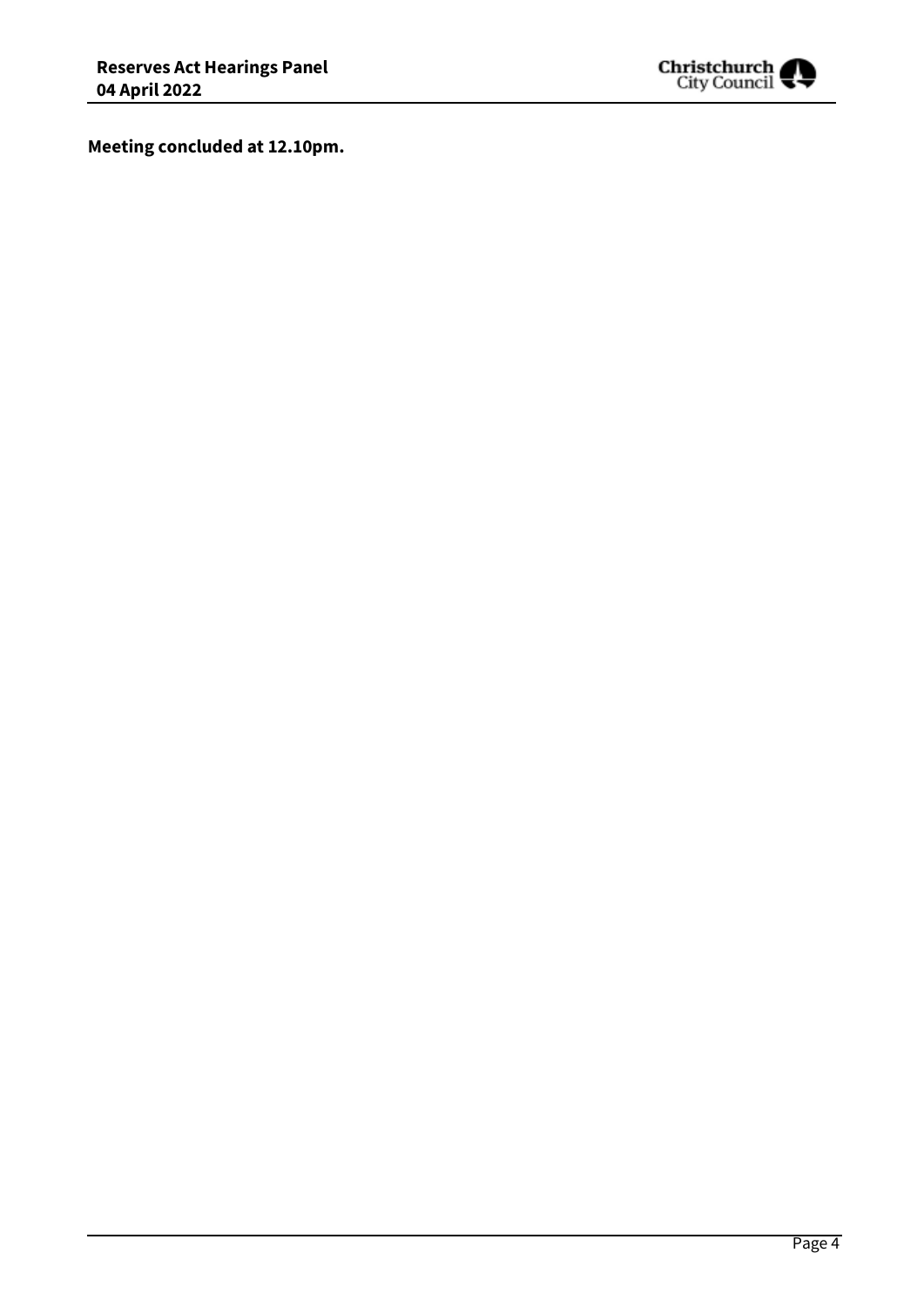**Meeting concluded at 12.10pm.**